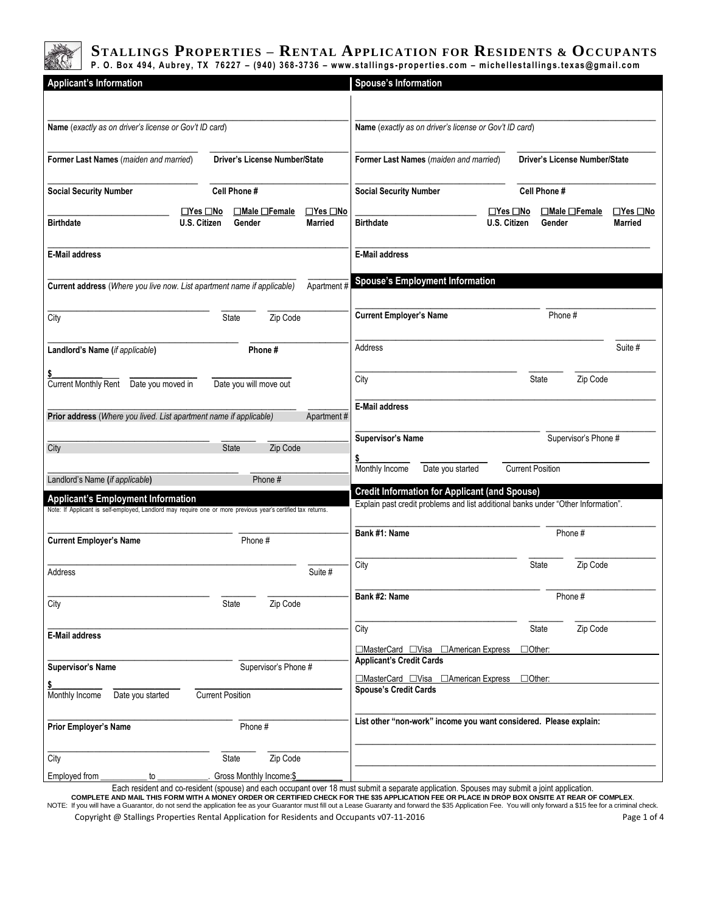# STALLINGS PROPERTIES – RENTAL APPLICATION FOR RESIDENTS & OCCUPANTS

**P. O. Box 494, Aubrey, TX 76227 – (940) 368-3736 – www.stallings-properties.com – michellestallings.texas@gmail.com**

## Applicant's Information

**Name** (*exactly as on driver's license or Gov't ID card*)

**Former Last Names** (*maiden and married*) | **Driver's License Number/State**

**Social Security Number** | **Cell Phone #**

**Birthdate** | ☐Yes ☐No **U.S. Citizen** | ☐Male ☐Female **Gender** | ☐Yes ☐No **Married**

**E-Mail address**

**Current address** (*Where you live now. List apartment name if applicable*) | Apartment #

City | State | Zip Code

**Landlord's Name (***if applicable***)** | **Phone #**

$ Current Monthly Rent | Date you moved in | Date you will move out

**Prior address** (*Where you lived. List apartment name if applicable*) | Apartment #

City | State | Zip Code

Landlord's Name (*if applicable*) | Phone #

## Applicant's Employment Information

Note: If Applicant is self-employed, Landlord may require one or more previous year's certified tax returns.

**Current Employer's Name** | Phone #

Address | Suite #

City | State | Zip Code

**E-Mail address**

**Supervisor's Name** | Supervisor's Phone #

$ Monthly Income | Date you started | Current Position

**Prior Employer's Name** | Phone #

City | State | Zip Code

Employed from ___________ to ___________. Gross Monthly Income:$__________

## Spouse's Information

**Name** (*exactly as on driver's license or Gov't ID card*)

**Former Last Names** (*maiden and married*) | **Driver's License Number/State**

**Social Security Number** | **Cell Phone #**

**Birthdate** | ☐Yes ☐No **U.S. Citizen** | ☐Male ☐Female **Gender** | ☐Yes ☐No **Married**

**E-Mail address**

## Spouse's Employment Information

**Current Employer's Name** | Phone #

Address | Suite #

City | State | Zip Code

**E-Mail address**

**Supervisor's Name** | Supervisor's Phone #

$ Monthly Income | Date you started | Current Position

## Credit Information for Applicant (and Spouse)

Explain past credit problems and list additional banks under "Other Information".

**Bank #1: Name** | Phone #

City | State | Zip Code

**Bank #2: Name** | Phone #

City | State | Zip Code

☐MasterCard ☐Visa ☐American Express ☐Other:
**Applicant's Credit Cards**

☐MasterCard ☐Visa ☐American Express ☐Other:
**Spouse's Credit Cards**

**List other "non-work" income you want considered. Please explain:**

Each resident and co-resident (spouse) and each occupant over 18 must submit a separate application. Spouses may submit a joint application.

**COMPLETE AND MAIL THIS FORM WITH A MONEY ORDER OR CERTIFIED CHECK FOR THE $35 APPLICATION FEE OR PLACE IN DROP BOX ONSITE AT REAR OF COMPLEX**.

NOTE: If you will have a Guarantor, do not send the application fee as your Guarantor must fill out a Lease Guaranty and forward the $35 Application Fee. You will only forward a $15 fee for a criminal check.

Copyright @ Stallings Properties Rental Application for Residents and Occupants v07-11-2016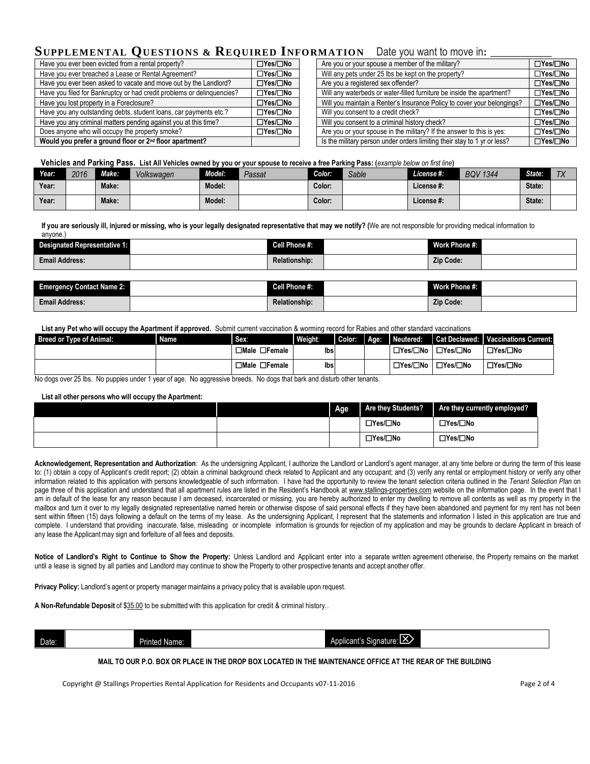## SUPPLEMENTAL QUESTIONS & REQUIRED INFORMATION

Date you want to move in: ___________

| Question | Answer |
|---|---|
| Have you ever been evicted from a rental property? | ☐Yes/☐No |
| Have you ever breached a Lease or Rental Agreement? | ☐Yes/☐No |
| Have you ever been asked to vacate and move out by the Landlord? | ☐Yes/☐No |
| Have you filed for Bankruptcy or had credit problems or delinquencies? | ☐Yes/☐No |
| Have you lost property in a Foreclosure? | ☐Yes/☐No |
| Have you any outstanding debts, student loans, car payments etc.? | ☐Yes/☐No |
| Have you any criminal matters pending against you at this time? | ☐Yes/☐No |
| Does anyone who will occupy the property smoke? | ☐Yes/☐No |
| **Would you prefer a ground floor or 2nd floor apartment?** | |

| Question | Answer |
|---|---|
| Are you or your spouse a member of the military? | ☐Yes/☐No |
| Will any pets under 25 lbs be kept on the property? | ☐Yes/☐No |
| Are you a registered sex offender? | ☐Yes/☐No |
| Will any waterbeds or water-filled furniture be inside the apartment? | ☐Yes/☐No |
| Will you maintain a Renter's Insurance Policy to cover your belongings? | ☐Yes/☐No |
| Will you consent to a credit check? | ☐Yes/☐No |
| Will you consent to a criminal history check? | ☐Yes/☐No |
| Are you or your spouse in the military? If the answer to this is yes: | ☐Yes/☐No |
| Is the military person under orders limiting their stay to 1 yr or less? | ☐Yes/☐No |

**Vehicles and Parking Pass. List All Vehicles owned by you or your spouse to receive a free Parking Pass:** (*example below on first line*)

| Year: | | Make: | | Model: | | Color: | | License #: | | State: | |
|---|---|---|---|---|---|---|---|---|---|---|---|
| Year: | *2016* | Make: | *Volkswagen* | Model: | *Passat* | Color: | *Sable* | License #: | *BQV 1344* | State: | *TX* |
| Year: | | Make: | | Model: | | Color: | | License #: | | State: | |
| Year: | | Make: | | Model: | | Color: | | License #: | | State: | |

**If you are seriously ill, injured or missing, who is your legally designated representative that may we notify?** (We are not responsible for providing medical information to anyone.)

| Designated Representative 1: | | Cell Phone #: | | Work Phone #: | |
|---|---|---|---|---|---|
| Email Address: | | Relationship: | | Zip Code: | |

| Emergency Contact Name 2: | | Cell Phone #: | | Work Phone #: | |
|---|---|---|---|---|---|
| Email Address: | | Relationship: | | Zip Code: | |

**List any Pet who will occupy the Apartment if approved.** Submit current vaccination & worming record for Rabies and other standard vaccinations

| Breed or Type of Animal: | Name | Sex: | Weight: | Color: | Age: | Neutered: | Cat Declawed: | Vaccinations Current: |
|---|---|---|---|---|---|---|---|---|
| | | ☐Male ☐Female | lbs | | | ☐Yes/☐No | ☐Yes/☐No | ☐Yes/☐No |
| | | ☐Male ☐Female | lbs | | | ☐Yes/☐No | ☐Yes/☐No | ☐Yes/☐No |

No dogs over 25 lbs. No puppies under 1 year of age. No aggressive breeds. No dogs that bark and disturb other tenants.

**List all other persons who will occupy the Apartment:**

| | | Age | Are they Students? | Are they currently employed? |
|---|---|---|---|---|
| | | | ☐Yes/☐No | ☐Yes/☐No |
| | | | ☐Yes/☐No | ☐Yes/☐No |

**Acknowledgement, Representation and Authorization**: As the undersigning Applicant, I authorize the Landlord or Landlord's agent manager, at any time before or during the term of this lease to: (1) obtain a copy of Applicant's credit report; (2) obtain a criminal background check related to Applicant and any occupant; and (3) verify any rental or employment history or verify any other information related to this application with persons knowledgeable of such information. I have had the opportunity to review the tenant selection criteria outlined in the *Tenant Selection Plan* on page three of this application and understand that all apartment rules are listed in the Resident's Handbook at www.stallings-properties.com website on the information page. In the event that I am in default of the lease for any reason because I am deceased, incarcerated or missing, you are hereby authorized to enter my dwelling to remove all contents as well as my property in the mailbox and turn it over to my legally designated representative named herein or otherwise dispose of said personal effects if they have been abandoned and payment for my rent has not been sent within fifteen (15) days following a default on the terms of my lease. As the undersigning Applicant, I represent that the statements and information I listed in this application are true and complete. I understand that providing inaccurate, false, misleading or incomplete information is grounds for rejection of my application and may be grounds to declare Applicant in breach of any lease the Applicant may sign and forfeiture of all fees and deposits.

**Notice of Landlord's Right to Continue to Show the Property:** Unless Landlord and Applicant enter into a separate written agreement otherwise, the Property remains on the market until a lease is signed by all parties and Landlord may continue to show the Property to other prospective tenants and accept another offer.

**Privacy Policy:** Landlord's agent or property manager maintains a privacy policy that is available upon request.

**A Non-Refundable Deposit** of $35.00 to be submitted with this application for credit & criminal history..

| Date: | | Printed Name: | | Applicant's Signature: ☒ | |
|---|---|---|---|---|---|

**MAIL TO OUR P.O. BOX OR PLACE IN THE DROP BOX LOCATED IN THE MAINTENANCE OFFICE AT THE REAR OF THE BUILDING**

Copyright @ Stallings Properties Rental Application for Residents and Occupants v07-11-2016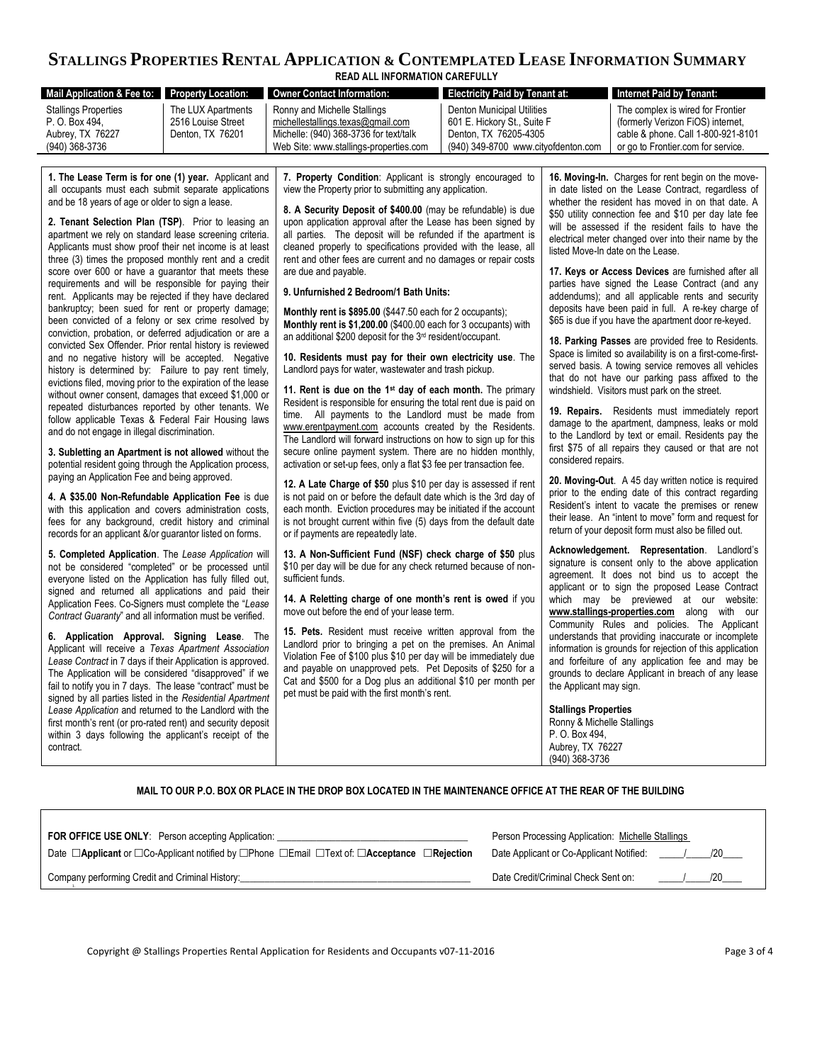# Stallings Properties Rental Application & Contemplated Lease Information Summary

**READ ALL INFORMATION CAREFULLY**

| Mail Application & Fee to: | Property Location: | Owner Contact Information: | Electricity Paid by Tenant at: | Internet Paid by Tenant: |
|---|---|---|---|---|
| Stallings Properties<br>P. O. Box 494,<br>Aubrey, TX 76227<br>(940) 368-3736 | The LUX Apartments<br>2516 Louise Street<br>Denton, TX 76201 | Ronny and Michelle Stallings<br>michellestallings.texas@gmail.com<br>Michelle: (940) 368-3736 for text/talk<br>Web Site: www.stallings-properties.com | Denton Municipal Utilities<br>601 E. Hickory St., Suite F<br>Denton, TX 76205-4305<br>(940) 349-8700 www.cityofdenton.com | The complex is wired for Frontier (formerly Verizon FiOS) internet, cable & phone. Call 1-800-921-8101 or go to Frontier.com for service. |

**1. The Lease Term is for one (1) year.** Applicant and all occupants must each submit separate applications and be 18 years of age or older to sign a lease.

**2. Tenant Selection Plan (TSP)**. Prior to leasing an apartment we rely on standard lease screening criteria. Applicants must show proof their net income is at least three (3) times the proposed monthly rent and a credit score over 600 or have a guarantor that meets these requirements and will be responsible for paying their rent. Applicants may be rejected if they have declared bankruptcy; been sued for rent or property damage; been convicted of a felony or sex crime resolved by conviction, probation, or deferred adjudication or are a convicted Sex Offender. Prior rental history is reviewed and no negative history will be accepted. Negative history is determined by: Failure to pay rent timely, evictions filed, moving prior to the expiration of the lease without owner consent, damages that exceed $1,000 or repeated disturbances reported by other tenants. We follow applicable Texas & Federal Fair Housing laws and do not engage in illegal discrimination.

**3. Subletting an Apartment is not allowed** without the potential resident going through the Application process, paying an Application Fee and being approved.

**4. A $35.00 Non-Refundable Application Fee** is due with this application and covers administration costs, fees for any background, credit history and criminal records for an applicant &/or guarantor listed on forms.

**5. Completed Application**. The *Lease Application* will not be considered "completed" or be processed until everyone listed on the Application has fully filled out, signed and returned all applications and paid their Application Fees. Co-Signers must complete the "*Lease Contract Guaranty*" and all information must be verified.

**6. Application Approval. Signing Lease**. The Applicant will receive a *Texas Apartment Association Lease Contract* in 7 days if their Application is approved. The Application will be considered "disapproved" if we fail to notify you in 7 days. The lease "contract" must be signed by all parties listed in the *Residential Apartment Lease Application* and returned to the Landlord with the first month's rent (or pro-rated rent) and security deposit within 3 days following the applicant's receipt of the contract.

**7. Property Condition**: Applicant is strongly encouraged to view the Property prior to submitting any application.

**8. A Security Deposit of $400.00** (may be refundable) is due upon application approval after the Lease has been signed by all parties. The deposit will be refunded if the apartment is cleaned properly to specifications provided with the lease, all rent and other fees are current and no damages or repair costs are due and payable.

**9. Unfurnished 2 Bedroom/1 Bath Units:**

**Monthly rent is $895.00** ($447.50 each for 2 occupants);
**Monthly rent is $1,200.00** ($400.00 each for 3 occupants) with an additional $200 deposit for the 3rd resident/occupant.

**10. Residents must pay for their own electricity use**. The Landlord pays for water, wastewater and trash pickup.

**11. Rent is due on the 1st day of each month.** The primary Resident is responsible for ensuring the total rent due is paid on time. All payments to the Landlord must be made from www.erentpayment.com accounts created by the Residents. The Landlord will forward instructions on how to sign up for this secure online payment system. There are no hidden monthly, activation or set-up fees, only a flat $3 fee per transaction fee.

**12. A Late Charge of $50** plus $10 per day is assessed if rent is not paid on or before the default date which is the 3rd day of each month. Eviction procedures may be initiated if the account is not brought current within five (5) days from the default date or if payments are repeatedly late.

**13. A Non-Sufficient Fund (NSF) check charge of $50** plus $10 per day will be due for any check returned because of non-sufficient funds.

**14. A Reletting charge of one month's rent is owed** if you move out before the end of your lease term.

**15. Pets.** Resident must receive written approval from the Landlord prior to bringing a pet on the premises. An Animal Violation Fee of $100 plus $10 per day will be immediately due and payable on unapproved pets. Pet Deposits of $250 for a Cat and $500 for a Dog plus an additional $10 per month per pet must be paid with the first month's rent.

**16. Moving-In.** Charges for rent begin on the move-in date listed on the Lease Contract, regardless of whether the resident has moved in on that date. A $50 utility connection fee and $10 per day late fee will be assessed if the resident fails to have the electrical meter changed over into their name by the listed Move-In date on the Lease.

**17. Keys or Access Devices** are furnished after all parties have signed the Lease Contract (and any addendums); and all applicable rents and security deposits have been paid in full. A re-key charge of $65 is due if you have the apartment door re-keyed.

**18. Parking Passes** are provided free to Residents. Space is limited so availability is on a first-come-first-served basis. A towing service removes all vehicles that do not have our parking pass affixed to the windshield. Visitors must park on the street.

**19. Repairs.** Residents must immediately report damage to the apartment, dampness, leaks or mold to the Landlord by text or email. Residents pay the first $75 of all repairs they caused or that are not considered repairs.

**20. Moving-Out**. A 45 day written notice is required prior to the ending date of this contract regarding Resident's intent to vacate the premises or renew their lease. An "intent to move" form and request for return of your deposit form must also be filled out.

**Acknowledgement. Representation**. Landlord's signature is consent only to the above application agreement. It does not bind us to accept the applicant or to sign the proposed Lease Contract which may be previewed at our website: **www.stallings-properties.com** along with our Community Rules and policies. The Applicant understands that providing inaccurate or incomplete information is grounds for rejection of this application and forfeiture of any application fee and may be grounds to declare Applicant in breach of any lease the Applicant may sign.

**Stallings Properties**
Ronny & Michelle Stallings
P. O. Box 494,
Aubrey, TX 76227
(940) 368-3736

**MAIL TO OUR P.O. BOX OR PLACE IN THE DROP BOX LOCATED IN THE MAINTENANCE OFFICE AT THE REAR OF THE BUILDING**

**FOR OFFICE USE ONLY**: Person accepting Application: ______________________________

Person Processing Application: Michelle Stallings

Date ☐**Applicant** or ☐Co-Applicant notified by ☐Phone ☐Email ☐Text of: ☐**Acceptance** ☐**Rejection**

Date Applicant or Co-Applicant Notified: _____/_____/20____

Company performing Credit and Criminal History: ______________________________

Date Credit/Criminal Check Sent on: _____/_____/20____

Copyright @ Stallings Properties Rental Application for Residents and Occupants v07-11-2016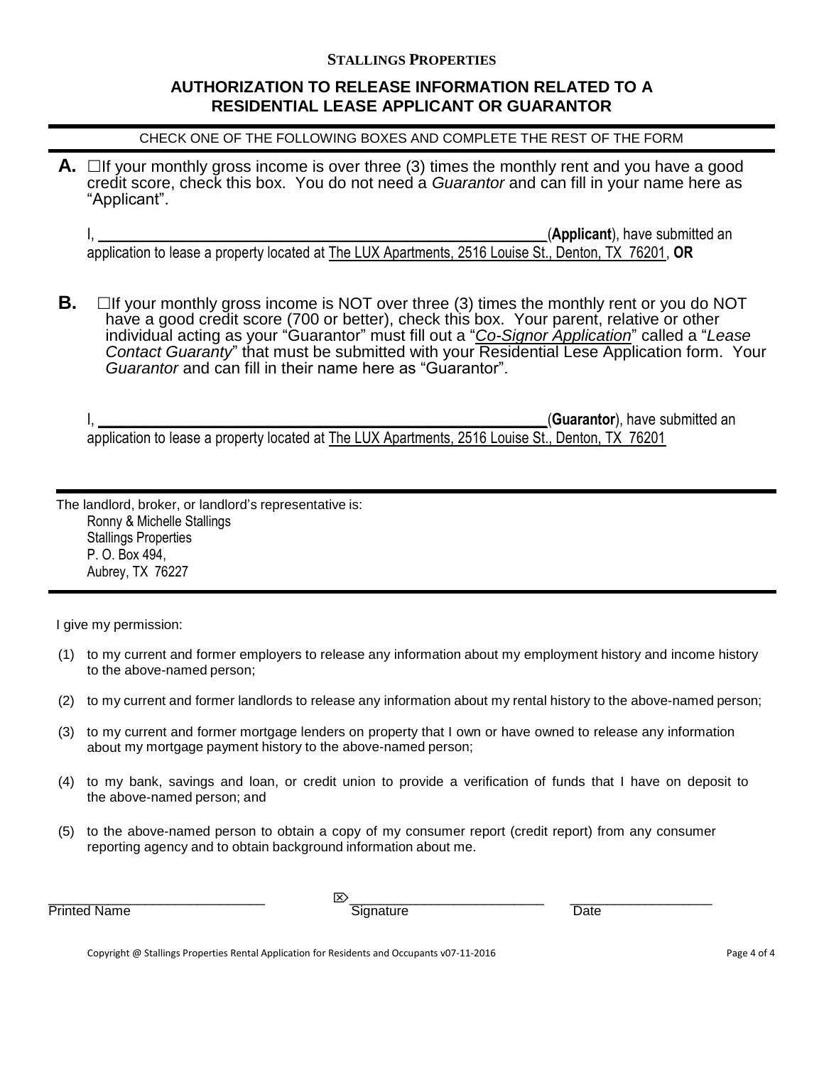**STALLINGS PROPERTIES**

## AUTHORIZATION TO RELEASE INFORMATION RELATED TO A RESIDENTIAL LEASE APPLICANT OR GUARANTOR

CHECK ONE OF THE FOLLOWING BOXES AND COMPLETE THE REST OF THE FORM

**A.** ☐If your monthly gross income is over three (3) times the monthly rent and you have a good credit score, check this box. You do not need a *Guarantor* and can fill in your name here as "Applicant".

I, ______________________________________________ (**Applicant**), have submitted an application to lease a property located at The LUX Apartments, 2516 Louise St., Denton, TX 76201, **OR**

**B.** ☐If your monthly gross income is NOT over three (3) times the monthly rent or you do NOT have a good credit score (700 or better), check this box. Your parent, relative or other individual acting as your "Guarantor" must fill out a "*Co-Signor Application*" called a "*Lease Contact Guaranty*" that must be submitted with your Residential Lese Application form. Your *Guarantor* and can fill in their name here as "Guarantor".

I, ______________________________________________ (**Guarantor**), have submitted an application to lease a property located at The LUX Apartments, 2516 Louise St., Denton, TX 76201

The landlord, broker, or landlord's representative is:
Ronny & Michelle Stallings
Stallings Properties
P. O. Box 494,
Aubrey, TX 76227

I give my permission:

(1) to my current and former employers to release any information about my employment history and income history to the above-named person;

(2) to my current and former landlords to release any information about my rental history to the above-named person;

(3) to my current and former mortgage lenders on property that I own or have owned to release any information about my mortgage payment history to the above-named person;

(4) to my bank, savings and loan, or credit union to provide a verification of funds that I have on deposit to the above-named person; and

(5) to the above-named person to obtain a copy of my consumer report (credit report) from any consumer reporting agency and to obtain background information about me.

_____________________________ ⌦_____________________________ ____________________
Printed Name Signature Date

Copyright @ Stallings Properties Rental Application for Residents and Occupants v07-11-2016